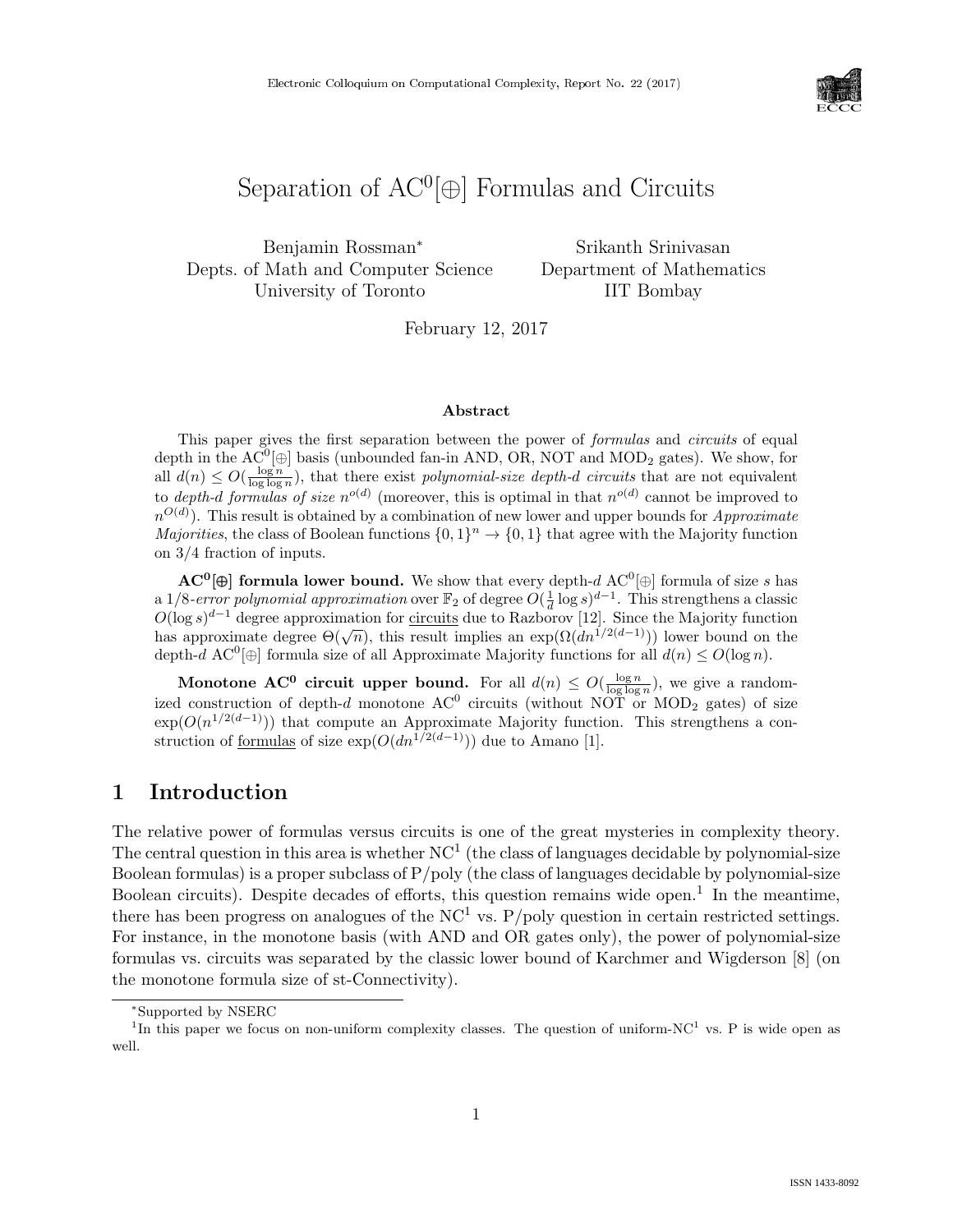# Separation of $\mathrm{AC}^0[\oplus]$ Formulas and Circuits

Benjamin Rossman*
Depts. of Math and Computer Science
University of Toronto

Srikanth Srinivasan
Department of Mathematics
IIT Bombay

February 12, 2017

### Abstract

This paper gives the first separation between the power of *formulas* and *circuits* of equal depth in the $\mathrm{AC}^0[\oplus]$ basis (unbounded fan-in AND, OR, NOT and $\mathrm{MOD}_2$ gates). We show, for all $d(n) \leq O(\frac{\log n}{\log \log n})$, that there exist *polynomial-size depth-$d$ circuits* that are not equivalent to *depth-$d$ formulas of size $n^{o(d)}$* (moreover, this is optimal in that $n^{o(d)}$ cannot be improved to $n^{O(d)}$). This result is obtained by a combination of new lower and upper bounds for *Approximate Majorities*, the class of Boolean functions $\{0,1\}^n \to \{0,1\}$ that agree with the Majority function on $3/4$ fraction of inputs.

**$\mathbf{AC^0[\oplus]}$ formula lower bound.** We show that every depth-$d$ $\mathrm{AC}^0[\oplus]$ formula of size $s$ has a $1/8$-*error polynomial approximation* over $\mathbb{F}_2$ of degree $O(\frac{1}{d}\log s)^{d-1}$. This strengthens a classic $O(\log s)^{d-1}$ degree approximation for circuits due to Razborov [12]. Since the Majority function has approximate degree $\Theta(\sqrt{n})$, this result implies an $\exp(\Omega(dn^{1/2(d-1)}))$ lower bound on the depth-$d$ $\mathrm{AC}^0[\oplus]$ formula size of all Approximate Majority functions for all $d(n) \leq O(\log n)$.

**Monotone $\mathbf{AC^0}$ circuit upper bound.** For all $d(n) \leq O(\frac{\log n}{\log \log n})$, we give a randomized construction of depth-$d$ monotone $\mathrm{AC}^0$ circuits (without NOT or $\mathrm{MOD}_2$ gates) of size $\exp(O(n^{1/2(d-1)}))$ that compute an Approximate Majority function. This strengthens a construction of formulas of size $\exp(O(dn^{1/2(d-1)}))$ due to Amano [1].

## 1 Introduction

The relative power of formulas versus circuits is one of the great mysteries in complexity theory. The central question in this area is whether $\mathrm{NC}^1$ (the class of languages decidable by polynomial-size Boolean formulas) is a proper subclass of P/poly (the class of languages decidable by polynomial-size Boolean circuits). Despite decades of efforts, this question remains wide open.[1] In the meantime, there has been progress on analogues of the $\mathrm{NC}^1$ vs. P/poly question in certain restricted settings. For instance, in the monotone basis (with AND and OR gates only), the power of polynomial-size formulas vs. circuits was separated by the classic lower bound of Karchmer and Wigderson [8] (on the monotone formula size of st-Connectivity).

---

*Supported by NSERC

[1] In this paper we focus on non-uniform complexity classes. The question of uniform-$\mathrm{NC}^1$ vs. P is wide open as well.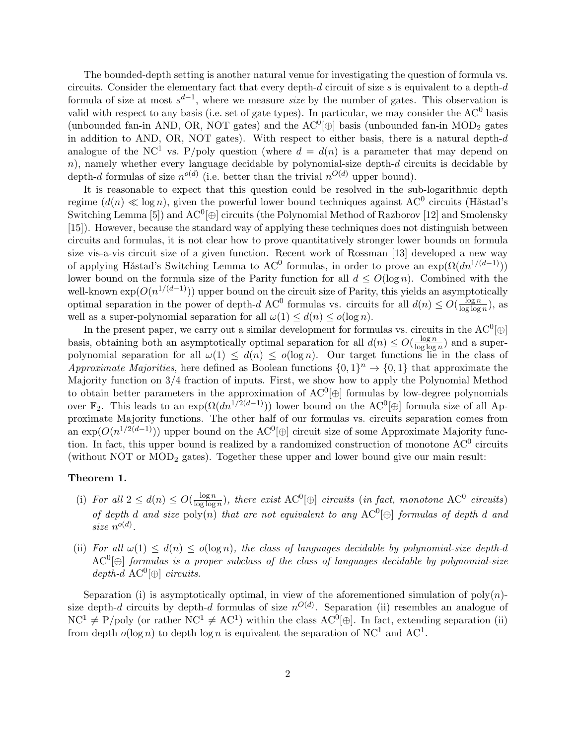The bounded-depth setting is another natural venue for investigating the question of formula vs. circuits. Consider the elementary fact that every depth-$d$ circuit of size $s$ is equivalent to a depth-$d$ formula of size at most $s^{d-1}$, where we measure *size* by the number of gates. This observation is valid with respect to any basis (i.e. set of gate types). In particular, we may consider the $\mathrm{AC}^0$ basis (unbounded fan-in AND, OR, NOT gates) and the $\mathrm{AC}^0[\oplus]$ basis (unbounded fan-in $\mathrm{MOD}_2$ gates in addition to AND, OR, NOT gates). With respect to either basis, there is a natural depth-$d$ analogue of the $\mathrm{NC}^1$ vs. P/poly question (where $d = d(n)$ is a parameter that may depend on $n$), namely whether every language decidable by polynomial-size depth-$d$ circuits is decidable by depth-$d$ formulas of size $n^{o(d)}$ (i.e. better than the trivial $n^{O(d)}$ upper bound).

It is reasonable to expect that this question could be resolved in the sub-logarithmic depth regime ($d(n) \ll \log n$), given the powerful lower bound techniques against $\mathrm{AC}^0$ circuits (Håstad's Switching Lemma [5]) and $\mathrm{AC}^0[\oplus]$ circuits (the Polynomial Method of Razborov [12] and Smolensky [15]). However, because the standard way of applying these techniques does not distinguish between circuits and formulas, it is not clear how to prove quantitatively stronger lower bounds on formula size vis-a-vis circuit size of a given function. Recent work of Rossman [13] developed a new way of applying Håstad's Switching Lemma to $\mathrm{AC}^0$ formulas, in order to prove an $\exp(\Omega(dn^{1/(d-1)}))$ lower bound on the formula size of the Parity function for all $d \leq O(\log n)$. Combined with the well-known $\exp(O(n^{1/(d-1)}))$ upper bound on the circuit size of Parity, this yields an asymptotically optimal separation in the power of depth-$d$ $\mathrm{AC}^0$ formulas vs. circuits for all $d(n) \leq O(\frac{\log n}{\log \log n})$, as well as a super-polynomial separation for all $\omega(1) \leq d(n) \leq o(\log n)$.

In the present paper, we carry out a similar development for formulas vs. circuits in the $\mathrm{AC}^0[\oplus]$ basis, obtaining both an asymptotically optimal separation for all $d(n) \leq O(\frac{\log n}{\log \log n})$ and a super-polynomial separation for all $\omega(1) \leq d(n) \leq o(\log n)$. Our target functions lie in the class of *Approximate Majorities*, here defined as Boolean functions $\{0,1\}^n \to \{0,1\}$ that approximate the Majority function on 3/4 fraction of inputs. First, we show how to apply the Polynomial Method to obtain better parameters in the approximation of $\mathrm{AC}^0[\oplus]$ formulas by low-degree polynomials over $\mathbb{F}_2$. This leads to an $\exp(\Omega(dn^{1/2(d-1)}))$ lower bound on the $\mathrm{AC}^0[\oplus]$ formula size of all Approximate Majority functions. The other half of our formulas vs. circuits separation comes from an $\exp(O(n^{1/2(d-1)}))$ upper bound on the $\mathrm{AC}^0[\oplus]$ circuit size of some Approximate Majority function. In fact, this upper bound is realized by a randomized construction of monotone $\mathrm{AC}^0$ circuits (without NOT or $\mathrm{MOD}_2$ gates). Together these upper and lower bound give our main result:

**Theorem 1.**

(i) *For all $2 \leq d(n) \leq O(\frac{\log n}{\log \log n})$, there exist $\mathrm{AC}^0[\oplus]$ circuits (in fact, monotone $\mathrm{AC}^0$ circuits) of depth $d$ and size $\mathrm{poly}(n)$ that are not equivalent to any $\mathrm{AC}^0[\oplus]$ formulas of depth $d$ and size $n^{o(d)}$.*

(ii) *For all $\omega(1) \leq d(n) \leq o(\log n)$, the class of languages decidable by polynomial-size depth-$d$ $\mathrm{AC}^0[\oplus]$ formulas is a proper subclass of the class of languages decidable by polynomial-size depth-$d$ $\mathrm{AC}^0[\oplus]$ circuits.*

Separation (i) is asymptotically optimal, in view of the aforementioned simulation of $\mathrm{poly}(n)$-size depth-$d$ circuits by depth-$d$ formulas of size $n^{O(d)}$. Separation (ii) resembles an analogue of $\mathrm{NC}^1 \neq$ P/poly (or rather $\mathrm{NC}^1 \neq \mathrm{AC}^1$) within the class $\mathrm{AC}^0[\oplus]$. In fact, extending separation (ii) from depth $o(\log n)$ to depth $\log n$ is equivalent the separation of $\mathrm{NC}^1$ and $\mathrm{AC}^1$.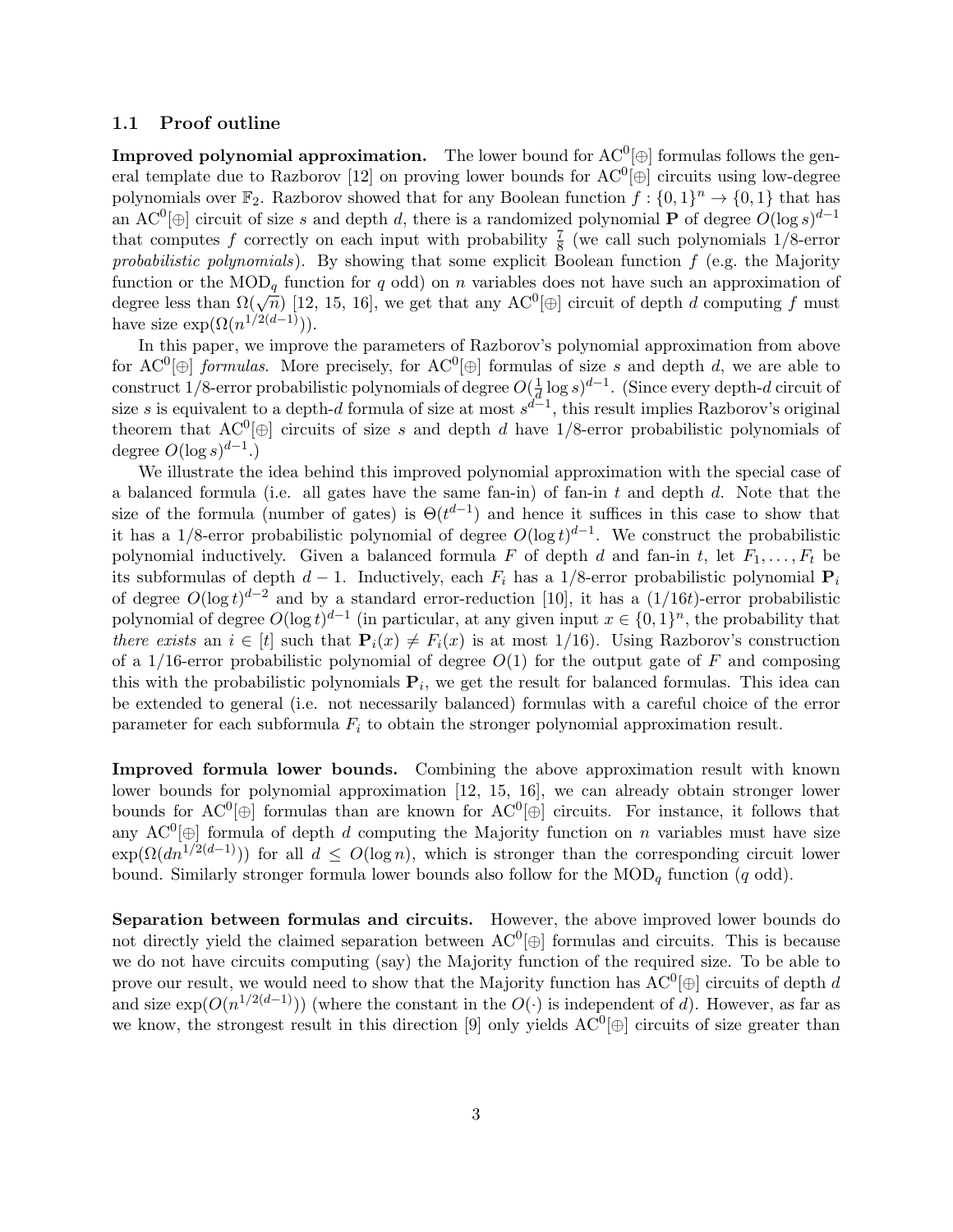## 1.1 Proof outline

**Improved polynomial approximation.** The lower bound for $\mathrm{AC}^0[\oplus]$ formulas follows the general template due to Razborov [12] on proving lower bounds for $\mathrm{AC}^0[\oplus]$ circuits using low-degree polynomials over $\mathbb{F}_2$. Razborov showed that for any Boolean function $f : \{0,1\}^n \to \{0,1\}$ that has an $\mathrm{AC}^0[\oplus]$ circuit of size $s$ and depth $d$, there is a randomized polynomial $\mathbf{P}$ of degree $O(\log s)^{d-1}$ that computes $f$ correctly on each input with probability $\frac{7}{8}$ (we call such polynomials 1/8-error *probabilistic polynomials*). By showing that some explicit Boolean function $f$ (e.g. the Majority function or the $\mathrm{MOD}_q$ function for $q$ odd) on $n$ variables does not have such an approximation of degree less than $\Omega(\sqrt{n})$ [12, 15, 16], we get that any $\mathrm{AC}^0[\oplus]$ circuit of depth $d$ computing $f$ must have size $\exp(\Omega(n^{1/2(d-1)}))$.

In this paper, we improve the parameters of Razborov's polynomial approximation from above for $\mathrm{AC}^0[\oplus]$ *formulas*. More precisely, for $\mathrm{AC}^0[\oplus]$ formulas of size $s$ and depth $d$, we are able to construct 1/8-error probabilistic polynomials of degree $O(\frac{1}{d}\log s)^{d-1}$. (Since every depth-$d$ circuit of size $s$ is equivalent to a depth-$d$ formula of size at most $s^{d-1}$, this result implies Razborov's original theorem that $\mathrm{AC}^0[\oplus]$ circuits of size $s$ and depth $d$ have 1/8-error probabilistic polynomials of degree $O(\log s)^{d-1}$.)

We illustrate the idea behind this improved polynomial approximation with the special case of a balanced formula (i.e. all gates have the same fan-in) of fan-in $t$ and depth $d$. Note that the size of the formula (number of gates) is $\Theta(t^{d-1})$ and hence it suffices in this case to show that it has a 1/8-error probabilistic polynomial of degree $O(\log t)^{d-1}$. We construct the probabilistic polynomial inductively. Given a balanced formula $F$ of depth $d$ and fan-in $t$, let $F_1, \ldots, F_t$ be its subformulas of depth $d-1$. Inductively, each $F_i$ has a 1/8-error probabilistic polynomial $\mathbf{P}_i$ of degree $O(\log t)^{d-2}$ and by a standard error-reduction [10], it has a $(1/16t)$-error probabilistic polynomial of degree $O(\log t)^{d-1}$ (in particular, at any given input $x \in \{0,1\}^n$, the probability that *there exists* an $i \in [t]$ such that $\mathbf{P}_i(x) \neq F_i(x)$ is at most 1/16). Using Razborov's construction of a 1/16-error probabilistic polynomial of degree $O(1)$ for the output gate of $F$ and composing this with the probabilistic polynomials $\mathbf{P}_i$, we get the result for balanced formulas. This idea can be extended to general (i.e. not necessarily balanced) formulas with a careful choice of the error parameter for each subformula $F_i$ to obtain the stronger polynomial approximation result.

**Improved formula lower bounds.** Combining the above approximation result with known lower bounds for polynomial approximation [12, 15, 16], we can already obtain stronger lower bounds for $\mathrm{AC}^0[\oplus]$ formulas than are known for $\mathrm{AC}^0[\oplus]$ circuits. For instance, it follows that any $\mathrm{AC}^0[\oplus]$ formula of depth $d$ computing the Majority function on $n$ variables must have size $\exp(\Omega(dn^{1/2(d-1)}))$ for all $d \leq O(\log n)$, which is stronger than the corresponding circuit lower bound. Similarly stronger formula lower bounds also follow for the $\mathrm{MOD}_q$ function ($q$ odd).

**Separation between formulas and circuits.** However, the above improved lower bounds do not directly yield the claimed separation between $\mathrm{AC}^0[\oplus]$ formulas and circuits. This is because we do not have circuits computing (say) the Majority function of the required size. To be able to prove our result, we would need to show that the Majority function has $\mathrm{AC}^0[\oplus]$ circuits of depth $d$ and size $\exp(O(n^{1/2(d-1)}))$ (where the constant in the $O(\cdot)$ is independent of $d$). However, as far as we know, the strongest result in this direction [9] only yields $\mathrm{AC}^0[\oplus]$ circuits of size greater than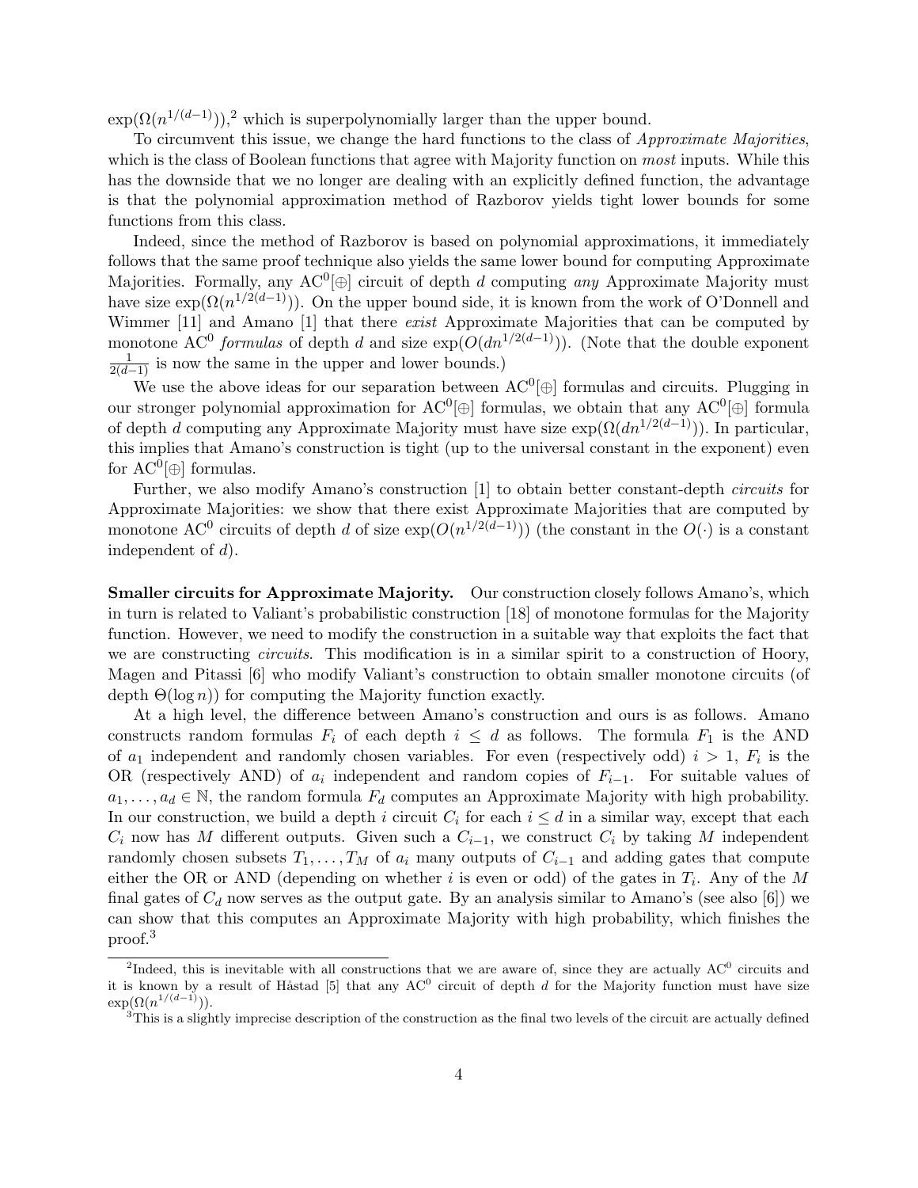$\exp(\Omega(n^{1/(d-1)}))$,[2] which is superpolynomially larger than the upper bound.

To circumvent this issue, we change the hard functions to the class of *Approximate Majorities*, which is the class of Boolean functions that agree with Majority function on *most* inputs. While this has the downside that we no longer are dealing with an explicitly defined function, the advantage is that the polynomial approximation method of Razborov yields tight lower bounds for some functions from this class.

Indeed, since the method of Razborov is based on polynomial approximations, it immediately follows that the same proof technique also yields the same lower bound for computing Approximate Majorities. Formally, any $\mathrm{AC}^0[\oplus]$ circuit of depth $d$ computing *any* Approximate Majority must have size $\exp(\Omega(n^{1/2(d-1)}))$. On the upper bound side, it is known from the work of O'Donnell and Wimmer [11] and Amano [1] that there *exist* Approximate Majorities that can be computed by monotone $\mathrm{AC}^0$ *formulas* of depth $d$ and size $\exp(O(dn^{1/2(d-1)}))$. (Note that the double exponent $\frac{1}{2(d-1)}$ is now the same in the upper and lower bounds.)

We use the above ideas for our separation between $\mathrm{AC}^0[\oplus]$ formulas and circuits. Plugging in our stronger polynomial approximation for $\mathrm{AC}^0[\oplus]$ formulas, we obtain that any $\mathrm{AC}^0[\oplus]$ formula of depth $d$ computing any Approximate Majority must have size $\exp(\Omega(dn^{1/2(d-1)}))$. In particular, this implies that Amano's construction is tight (up to the universal constant in the exponent) even for $\mathrm{AC}^0[\oplus]$ formulas.

Further, we also modify Amano's construction [1] to obtain better constant-depth *circuits* for Approximate Majorities: we show that there exist Approximate Majorities that are computed by monotone $\mathrm{AC}^0$ circuits of depth $d$ of size $\exp(O(n^{1/2(d-1)}))$ (the constant in the $O(\cdot)$ is a constant independent of $d$).

**Smaller circuits for Approximate Majority.** Our construction closely follows Amano's, which in turn is related to Valiant's probabilistic construction [18] of monotone formulas for the Majority function. However, we need to modify the construction in a suitable way that exploits the fact that we are constructing *circuits*. This modification is in a similar spirit to a construction of Hoory, Magen and Pitassi [6] who modify Valiant's construction to obtain smaller monotone circuits (of depth $\Theta(\log n)$) for computing the Majority function exactly.

At a high level, the difference between Amano's construction and ours is as follows. Amano constructs random formulas $F_i$ of each depth $i \leq d$ as follows. The formula $F_1$ is the AND of $a_1$ independent and randomly chosen variables. For even (respectively odd) $i > 1$, $F_i$ is the OR (respectively AND) of $a_i$ independent and random copies of $F_{i-1}$. For suitable values of $a_1, \ldots, a_d \in \mathbb{N}$, the random formula $F_d$ computes an Approximate Majority with high probability. In our construction, we build a depth $i$ circuit $C_i$ for each $i \leq d$ in a similar way, except that each $C_i$ now has $M$ different outputs. Given such a $C_{i-1}$, we construct $C_i$ by taking $M$ independent randomly chosen subsets $T_1, \ldots, T_M$ of $a_i$ many outputs of $C_{i-1}$ and adding gates that compute either the OR or AND (depending on whether $i$ is even or odd) of the gates in $T_i$. Any of the $M$ final gates of $C_d$ now serves as the output gate. By an analysis similar to Amano's (see also [6]) we can show that this computes an Approximate Majority with high probability, which finishes the proof.[3]

[2] Indeed, this is inevitable with all constructions that we are aware of, since they are actually $\mathrm{AC}^0$ circuits and it is known by a result of Håstad [5] that any $\mathrm{AC}^0$ circuit of depth $d$ for the Majority function must have size $\exp(\Omega(n^{1/(d-1)}))$.

[3] This is a slightly imprecise description of the construction as the final two levels of the circuit are actually defined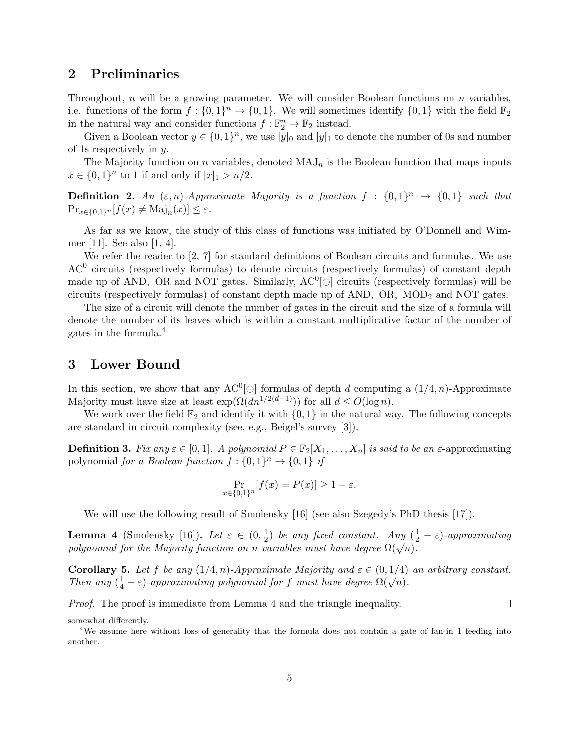## 2 Preliminaries

Throughout, $n$ will be a growing parameter. We will consider Boolean functions on $n$ variables, i.e. functions of the form $f : \{0,1\}^n \rightarrow \{0,1\}$. We will sometimes identify $\{0,1\}$ with the field $\mathbb{F}_2$ in the natural way and consider functions $f : \mathbb{F}_2^n \rightarrow \mathbb{F}_2$ instead.

Given a Boolean vector $y \in \{0,1\}^n$, we use $|y|_0$ and $|y|_1$ to denote the number of 0s and number of 1s respectively in $y$.

The Majority function on $n$ variables, denoted $\mathrm{MAJ}_n$ is the Boolean function that maps inputs $x \in \{0,1\}^n$ to 1 if and only if $|x|_1 > n/2$.

**Definition 2.** *An $(\varepsilon, n)$-Approximate Majority is a function $f : \{0,1\}^n \rightarrow \{0,1\}$ such that $\Pr_{x \in \{0,1\}^n}[f(x) \neq \mathrm{Maj}_n(x)] \leq \varepsilon$.*

As far as we know, the study of this class of functions was initiated by O'Donnell and Wimmer [11]. See also [1, 4].

We refer the reader to [2, 7] for standard definitions of Boolean circuits and formulas. We use $\mathrm{AC}^0$ circuits (respectively formulas) to denote circuits (respectively formulas) of constant depth made up of AND, OR and NOT gates. Similarly, $\mathrm{AC}^0[\oplus]$ circuits (respectively formulas) will be circuits (respectively formulas) of constant depth made up of AND, OR, $\mathrm{MOD}_2$ and NOT gates.

The size of a circuit will denote the number of gates in the circuit and the size of a formula will denote the number of its leaves which is within a constant multiplicative factor of the number of gates in the formula.[4]

## 3 Lower Bound

In this section, we show that any $\mathrm{AC}^0[\oplus]$ formulas of depth $d$ computing a $(1/4, n)$-Approximate Majority must have size at least $\exp(\Omega(dn^{1/2(d-1)}))$ for all $d \leq O(\log n)$.

We work over the field $\mathbb{F}_2$ and identify it with $\{0,1\}$ in the natural way. The following concepts are standard in circuit complexity (see, e.g., Beigel's survey [3]).

**Definition 3.** *Fix any $\varepsilon \in [0,1]$. A polynomial $P \in \mathbb{F}_2[X_1, \ldots, X_n]$ is said to be an $\varepsilon$-*approximating polynomial *for a Boolean function $f : \{0,1\}^n \rightarrow \{0,1\}$ if*

$$\Pr_{x \in \{0,1\}^n}[f(x) = P(x)] \geq 1 - \varepsilon.$$

We will use the following result of Smolensky [16] (see also Szegedy's PhD thesis [17]).

**Lemma 4** (Smolensky [16])**.** *Let $\varepsilon \in (0, \frac{1}{2})$ be any fixed constant. Any $(\frac{1}{2} - \varepsilon)$-approximating polynomial for the Majority function on $n$ variables must have degree $\Omega(\sqrt{n})$.*

**Corollary 5.** *Let $f$ be any $(1/4, n)$-Approximate Majority and $\varepsilon \in (0, 1/4)$ an arbitrary constant. Then any $(\frac{1}{4} - \varepsilon)$-approximating polynomial for $f$ must have degree $\Omega(\sqrt{n})$.*

*Proof.* The proof is immediate from Lemma 4 and the triangle inequality. ∎

---

somewhat differently.

[4] We assume here without loss of generality that the formula does not contain a gate of fan-in 1 feeding into another.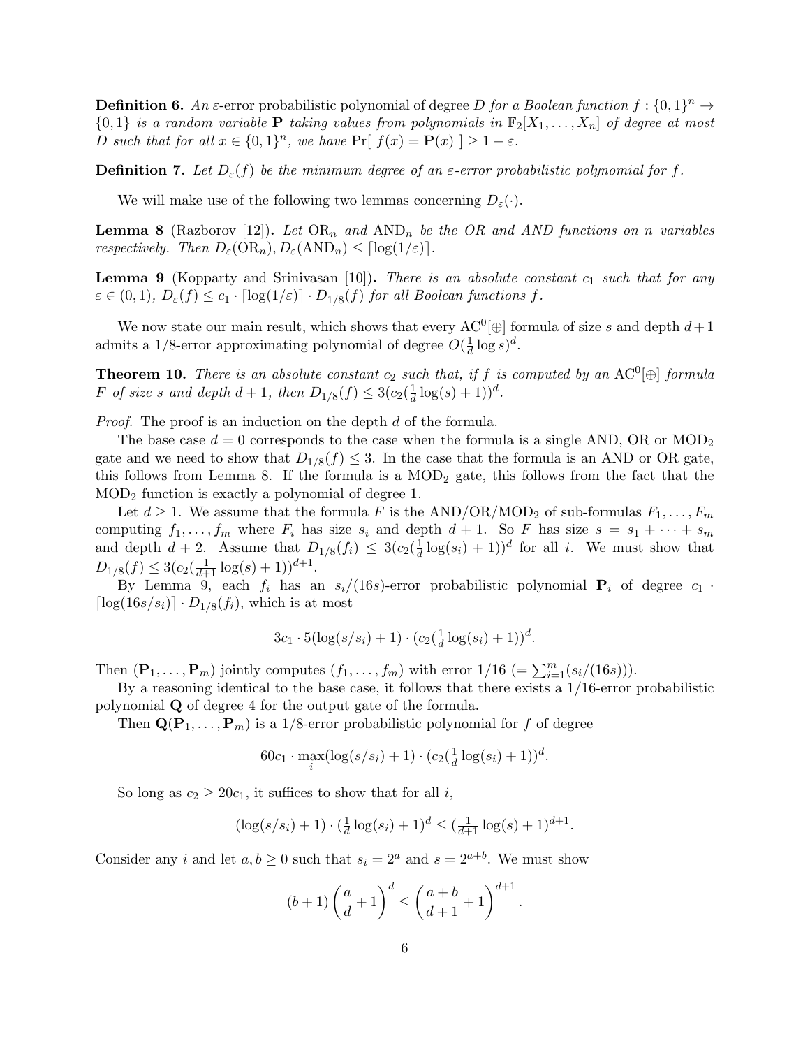**Definition 6.** *An $\varepsilon$-error probabilistic polynomial of degree $D$ for a Boolean function $f : \{0,1\}^n \to \{0,1\}$ is a random variable $\mathbf{P}$ taking values from polynomials in $\mathbb{F}_2[X_1, \ldots, X_n]$ of degree at most $D$ such that for all $x \in \{0,1\}^n$, we have $\Pr[\ f(x) = \mathbf{P}(x)\ ] \geq 1 - \varepsilon$.*

**Definition 7.** *Let $D_\varepsilon(f)$ be the minimum degree of an $\varepsilon$-error probabilistic polynomial for $f$.*

We will make use of the following two lemmas concerning $D_\varepsilon(\cdot)$.

**Lemma 8** (Razborov [12])**.** *Let $\mathrm{OR}_n$ and $\mathrm{AND}_n$ be the OR and AND functions on $n$ variables respectively. Then $D_\varepsilon(\mathrm{OR}_n), D_\varepsilon(\mathrm{AND}_n) \leq \lceil \log(1/\varepsilon) \rceil$.*

**Lemma 9** (Kopparty and Srinivasan [10])**.** *There is an absolute constant $c_1$ such that for any $\varepsilon \in (0,1)$, $D_\varepsilon(f) \leq c_1 \cdot \lceil \log(1/\varepsilon) \rceil \cdot D_{1/8}(f)$ for all Boolean functions $f$.*

We now state our main result, which shows that every $\mathrm{AC}^0[\oplus]$ formula of size $s$ and depth $d+1$ admits a $1/8$-error approximating polynomial of degree $O(\frac{1}{d}\log s)^d$.

**Theorem 10.** *There is an absolute constant $c_2$ such that, if $f$ is computed by an $\mathrm{AC}^0[\oplus]$ formula $F$ of size $s$ and depth $d+1$, then $D_{1/8}(f) \leq 3(c_2(\frac{1}{d}\log(s) + 1))^d$.*

*Proof.* The proof is an induction on the depth $d$ of the formula.

The base case $d = 0$ corresponds to the case when the formula is a single AND, OR or $\mathrm{MOD}_2$ gate and we need to show that $D_{1/8}(f) \leq 3$. In the case that the formula is an AND or OR gate, this follows from Lemma 8. If the formula is a $\mathrm{MOD}_2$ gate, this follows from the fact that the $\mathrm{MOD}_2$ function is exactly a polynomial of degree 1.

Let $d \geq 1$. We assume that the formula $F$ is the AND/OR/$\mathrm{MOD}_2$ of sub-formulas $F_1, \ldots, F_m$ computing $f_1, \ldots, f_m$ where $F_i$ has size $s_i$ and depth $d+1$. So $F$ has size $s = s_1 + \cdots + s_m$ and depth $d+2$. Assume that $D_{1/8}(f_i) \leq 3(c_2(\frac{1}{d}\log(s_i) + 1))^d$ for all $i$. We must show that $D_{1/8}(f) \leq 3(c_2(\frac{1}{d+1}\log(s) + 1))^{d+1}$.

By Lemma 9, each $f_i$ has an $s_i/(16s)$-error probabilistic polynomial $\mathbf{P}_i$ of degree $c_1 \cdot \lceil \log(16s/s_i) \rceil \cdot D_{1/8}(f_i)$, which is at most

$$3c_1 \cdot 5(\log(s/s_i) + 1) \cdot (c_2(\tfrac{1}{d}\log(s_i) + 1))^d.$$

Then $(\mathbf{P}_1, \ldots, \mathbf{P}_m)$ jointly computes $(f_1, \ldots, f_m)$ with error $1/16$ $(= \sum_{i=1}^m (s_i/(16s)))$.

By a reasoning identical to the base case, it follows that there exists a $1/16$-error probabilistic polynomial $\mathbf{Q}$ of degree 4 for the output gate of the formula.

Then $\mathbf{Q}(\mathbf{P}_1, \ldots, \mathbf{P}_m)$ is a $1/8$-error probabilistic polynomial for $f$ of degree

$$60c_1 \cdot \max_i (\log(s/s_i) + 1) \cdot (c_2(\tfrac{1}{d}\log(s_i) + 1))^d.$$

So long as $c_2 \geq 20c_1$, it suffices to show that for all $i$,

$$(\log(s/s_i) + 1) \cdot (\tfrac{1}{d}\log(s_i) + 1)^d \leq (\tfrac{1}{d+1}\log(s) + 1)^{d+1}.$$

Consider any $i$ and let $a, b \geq 0$ such that $s_i = 2^a$ and $s = 2^{a+b}$. We must show

$$(b+1)\left(\frac{a}{d} + 1\right)^d \leq \left(\frac{a+b}{d+1} + 1\right)^{d+1}.$$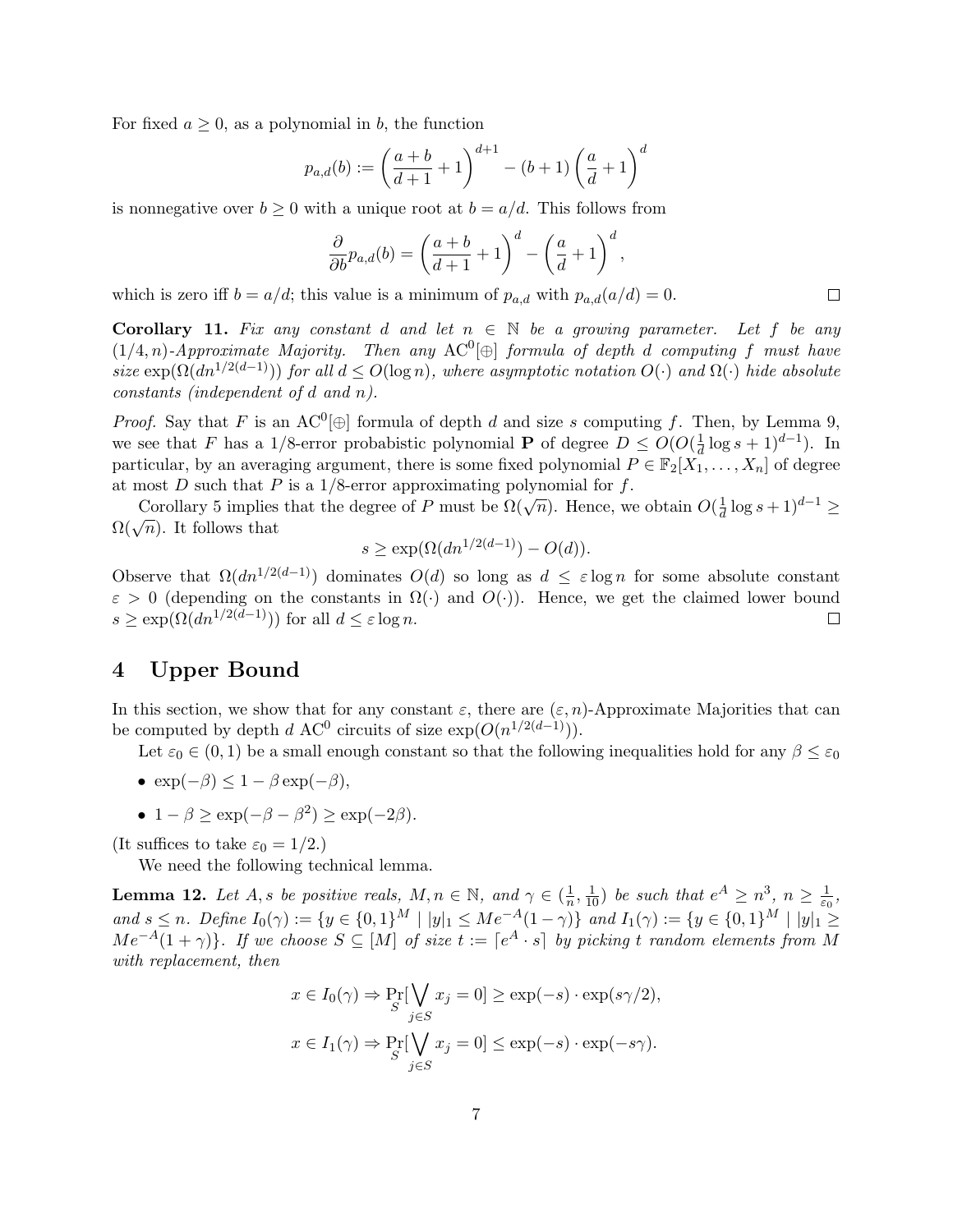For fixed $a \geq 0$, as a polynomial in $b$, the function

$$p_{a,d}(b) := \left(\frac{a+b}{d+1}+1\right)^{d+1} - (b+1)\left(\frac{a}{d}+1\right)^{d}$$

is nonnegative over $b \geq 0$ with a unique root at $b = a/d$. This follows from

$$\frac{\partial}{\partial b} p_{a,d}(b) = \left(\frac{a+b}{d+1}+1\right)^{d} - \left(\frac{a}{d}+1\right)^{d},$$

which is zero iff $b = a/d$; this value is a minimum of $p_{a,d}$ with $p_{a,d}(a/d) = 0$. ◻

**Corollary 11.** *Fix any constant $d$ and let $n \in \mathbb{N}$ be a growing parameter. Let $f$ be any $(1/4, n)$-Approximate Majority. Then any $\mathrm{AC}^0[\oplus]$ formula of depth $d$ computing $f$ must have size $\exp(\Omega(dn^{1/2(d-1)}))$ for all $d \leq O(\log n)$, where asymptotic notation $O(\cdot)$ and $\Omega(\cdot)$ hide absolute constants (independent of $d$ and $n$).*

*Proof.* Say that $F$ is an $\mathrm{AC}^0[\oplus]$ formula of depth $d$ and size $s$ computing $f$. Then, by Lemma 9, we see that $F$ has a 1/8-error probabistic polynomial $\mathbf{P}$ of degree $D \leq O(O(\frac{1}{d}\log s + 1)^{d-1})$. In particular, by an averaging argument, there is some fixed polynomial $P \in \mathbb{F}_2[X_1, \ldots, X_n]$ of degree at most $D$ such that $P$ is a 1/8-error approximating polynomial for $f$.

Corollary 5 implies that the degree of $P$ must be $\Omega(\sqrt{n})$. Hence, we obtain $O(\frac{1}{d}\log s + 1)^{d-1} \geq \Omega(\sqrt{n})$. It follows that

$$s \geq \exp(\Omega(dn^{1/2(d-1)}) - O(d)).$$

Observe that $\Omega(dn^{1/2(d-1)})$ dominates $O(d)$ so long as $d \leq \varepsilon \log n$ for some absolute constant $\varepsilon > 0$ (depending on the constants in $\Omega(\cdot)$ and $O(\cdot)$). Hence, we get the claimed lower bound $s \geq \exp(\Omega(dn^{1/2(d-1)}))$ for all $d \leq \varepsilon \log n$. ◻

# 4 Upper Bound

In this section, we show that for any constant $\varepsilon$, there are $(\varepsilon, n)$-Approximate Majorities that can be computed by depth $d$ $\mathrm{AC}^0$ circuits of size $\exp(O(n^{1/2(d-1)}))$.

Let $\varepsilon_0 \in (0, 1)$ be a small enough constant so that the following inequalities hold for any $\beta \leq \varepsilon_0$

- $\exp(-\beta) \leq 1 - \beta\exp(-\beta)$,
- $1 - \beta \geq \exp(-\beta - \beta^2) \geq \exp(-2\beta)$.

(It suffices to take $\varepsilon_0 = 1/2$.)

We need the following technical lemma.

**Lemma 12.** *Let $A, s$ be positive reals, $M, n \in \mathbb{N}$, and $\gamma \in (\frac{1}{n}, \frac{1}{10})$ be such that $e^A \geq n^3$, $n \geq \frac{1}{\varepsilon_0}$, and $s \leq n$. Define $I_0(\gamma) := \{y \in \{0,1\}^M \mid |y|_1 \leq Me^{-A}(1-\gamma)\}$ and $I_1(\gamma) := \{y \in \{0,1\}^M \mid |y|_1 \geq Me^{-A}(1+\gamma)\}$. If we choose $S \subseteq [M]$ of size $t := \lceil e^A \cdot s \rceil$ by picking $t$ random elements from $M$ with replacement, then*

$$x \in I_0(\gamma) \Rightarrow \Pr_S[\bigvee_{j \in S} x_j = 0] \geq \exp(-s) \cdot \exp(s\gamma/2),$$

$$x \in I_1(\gamma) \Rightarrow \Pr_S[\bigvee_{j \in S} x_j = 0] \leq \exp(-s) \cdot \exp(-s\gamma).$$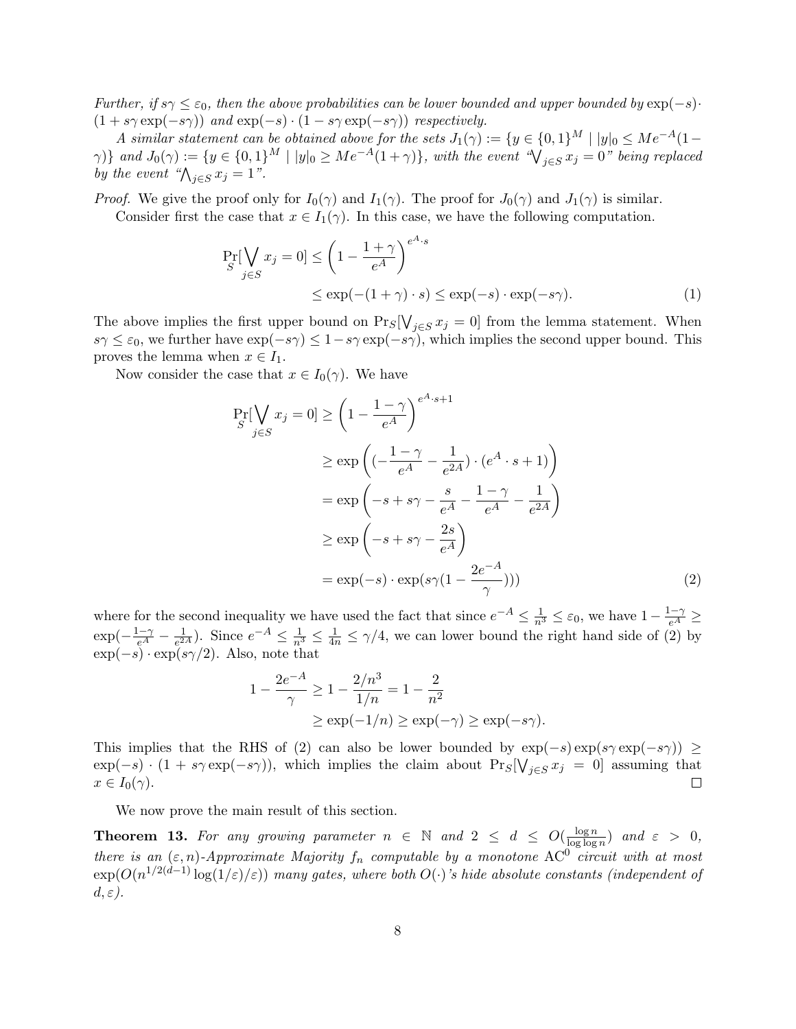*Further, if $s\gamma \leq \varepsilon_0$, then the above probabilities can be lower bounded and upper bounded by $\exp(-s)\cdot(1+s\gamma\exp(-s\gamma))$ and $\exp(-s)\cdot(1-s\gamma\exp(-s\gamma))$ respectively.*

*A similar statement can be obtained above for the sets $J_1(\gamma) := \{y \in \{0,1\}^M \mid |y|_0 \leq Me^{-A}(1-\gamma)\}$ and $J_0(\gamma) := \{y \in \{0,1\}^M \mid |y|_0 \geq Me^{-A}(1+\gamma)\}$, with the event "$\bigvee_{j\in S} x_j = 0$" being replaced by the event "$\bigwedge_{j\in S} x_j = 1$".*

*Proof.* We give the proof only for $I_0(\gamma)$ and $I_1(\gamma)$. The proof for $J_0(\gamma)$ and $J_1(\gamma)$ is similar.

Consider first the case that $x \in I_1(\gamma)$. In this case, we have the following computation.

$$
\begin{aligned}
\Pr_S[\bigvee_{j\in S} x_j = 0] &\leq \left(1 - \frac{1+\gamma}{e^A}\right)^{e^A\cdot s} \\
&\leq \exp(-(1+\gamma)\cdot s) \leq \exp(-s)\cdot\exp(-s\gamma). \qquad (1)
\end{aligned}
$$

The above implies the first upper bound on $\Pr_S[\bigvee_{j\in S} x_j = 0]$ from the lemma statement. When $s\gamma \leq \varepsilon_0$, we further have $\exp(-s\gamma) \leq 1 - s\gamma\exp(-s\gamma)$, which implies the second upper bound. This proves the lemma when $x \in I_1$.

Now consider the case that $x \in I_0(\gamma)$. We have

$$
\begin{aligned}
\Pr_S[\bigvee_{j\in S} x_j = 0] &\geq \left(1 - \frac{1-\gamma}{e^A}\right)^{e^A\cdot s+1} \\
&\geq \exp\left((-\frac{1-\gamma}{e^A} - \frac{1}{e^{2A}})\cdot(e^A\cdot s + 1)\right) \\
&= \exp\left(-s + s\gamma - \frac{s}{e^A} - \frac{1-\gamma}{e^A} - \frac{1}{e^{2A}}\right) \\
&\geq \exp\left(-s + s\gamma - \frac{2s}{e^A}\right) \\
&= \exp(-s)\cdot\exp(s\gamma(1 - \frac{2e^{-A}}{\gamma}))) \qquad (2)
\end{aligned}
$$

where for the second inequality we have used the fact that since $e^{-A} \leq \frac{1}{n^3} \leq \varepsilon_0$, we have $1 - \frac{1-\gamma}{e^A} \geq \exp(-\frac{1-\gamma}{e^A} - \frac{1}{e^{2A}})$. Since $e^{-A} \leq \frac{1}{n^3} \leq \frac{1}{4n} \leq \gamma/4$, we can lower bound the right hand side of (2) by $\exp(-s)\cdot\exp(s\gamma/2)$. Also, note that

$$
\begin{aligned}
1 - \frac{2e^{-A}}{\gamma} &\geq 1 - \frac{2/n^3}{1/n} = 1 - \frac{2}{n^2} \\
&\geq \exp(-1/n) \geq \exp(-\gamma) \geq \exp(-s\gamma).
\end{aligned}
$$

This implies that the RHS of (2) can also be lower bounded by $\exp(-s)\exp(s\gamma\exp(-s\gamma)) \geq \exp(-s)\cdot(1+s\gamma\exp(-s\gamma))$, which implies the claim about $\Pr_S[\bigvee_{j\in S} x_j = 0]$ assuming that $x \in I_0(\gamma)$. ∎

We now prove the main result of this section.

**Theorem 13.** *For any growing parameter $n \in \mathbb{N}$ and $2 \leq d \leq O(\frac{\log n}{\log\log n})$ and $\varepsilon > 0$, there is an $(\varepsilon, n)$-Approximate Majority $f_n$ computable by a monotone $\mathrm{AC}^0$ circuit with at most $\exp(O(n^{1/2(d-1)}\log(1/\varepsilon)/\varepsilon))$ many gates, where both $O(\cdot)$'s hide absolute constants (independent of $d, \varepsilon$).*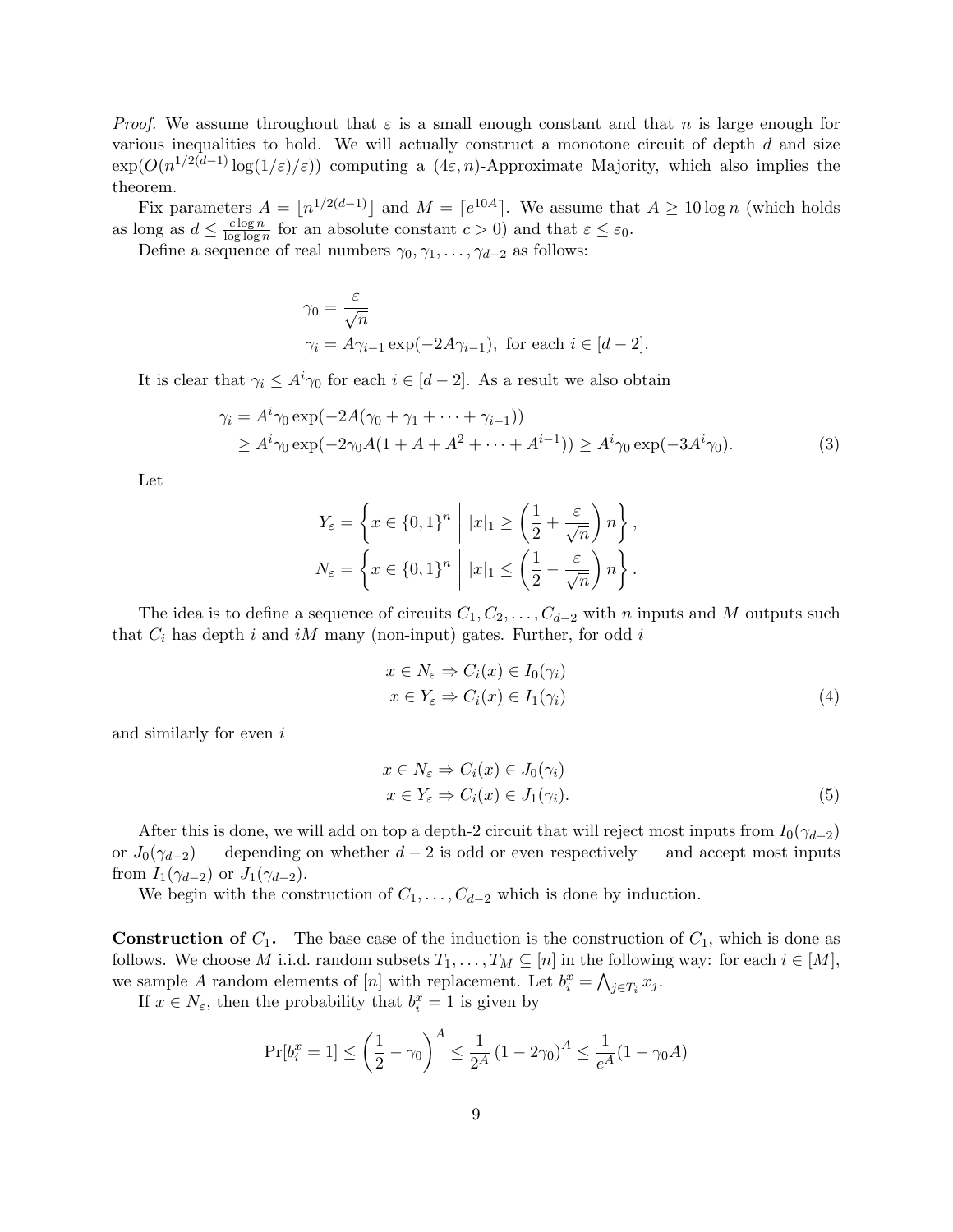*Proof.* We assume throughout that $\varepsilon$ is a small enough constant and that $n$ is large enough for various inequalities to hold. We will actually construct a monotone circuit of depth $d$ and size $\exp(O(n^{1/2(d-1)} \log(1/\varepsilon)/\varepsilon))$ computing a $(4\varepsilon, n)$-Approximate Majority, which also implies the theorem.

Fix parameters $A = \lfloor n^{1/2(d-1)} \rfloor$ and $M = \lceil e^{10A} \rceil$. We assume that $A \geq 10 \log n$ (which holds as long as $d \leq \frac{c \log n}{\log \log n}$ for an absolute constant $c > 0$) and that $\varepsilon \leq \varepsilon_0$.

Define a sequence of real numbers $\gamma_0, \gamma_1, \ldots, \gamma_{d-2}$ as follows:

$$
\begin{aligned}
\gamma_0 &= \frac{\varepsilon}{\sqrt{n}} \\
\gamma_i &= A\gamma_{i-1} \exp(-2A\gamma_{i-1}), \text{ for each } i \in [d-2].
\end{aligned}
$$

It is clear that $\gamma_i \leq A^i \gamma_0$ for each $i \in [d-2]$. As a result we also obtain

$$
\begin{aligned}
\gamma_i &= A^i \gamma_0 \exp(-2A(\gamma_0 + \gamma_1 + \cdots + \gamma_{i-1})) \\
&\geq A^i \gamma_0 \exp(-2\gamma_0 A(1 + A + A^2 + \cdots + A^{i-1})) \geq A^i \gamma_0 \exp(-3A^i \gamma_0).
\end{aligned} \tag{3}
$$

Let

$$
\begin{aligned}
Y_\varepsilon &= \left\{ x \in \{0,1\}^n \;\middle|\; |x|_1 \geq \left( \frac{1}{2} + \frac{\varepsilon}{\sqrt{n}} \right) n \right\}, \\
N_\varepsilon &= \left\{ x \in \{0,1\}^n \;\middle|\; |x|_1 \leq \left( \frac{1}{2} - \frac{\varepsilon}{\sqrt{n}} \right) n \right\}.
\end{aligned}
$$

The idea is to define a sequence of circuits $C_1, C_2, \ldots, C_{d-2}$ with $n$ inputs and $M$ outputs such that $C_i$ has depth $i$ and $iM$ many (non-input) gates. Further, for odd $i$

$$
\begin{aligned}
x \in N_\varepsilon &\Rightarrow C_i(x) \in I_0(\gamma_i) \\
x \in Y_\varepsilon &\Rightarrow C_i(x) \in I_1(\gamma_i)
\end{aligned} \tag{4}
$$

and similarly for even $i$

$$
\begin{aligned}
x \in N_\varepsilon &\Rightarrow C_i(x) \in J_0(\gamma_i) \\
x \in Y_\varepsilon &\Rightarrow C_i(x) \in J_1(\gamma_i).
\end{aligned} \tag{5}
$$

After this is done, we will add on top a depth-2 circuit that will reject most inputs from $I_0(\gamma_{d-2})$ or $J_0(\gamma_{d-2})$ — depending on whether $d-2$ is odd or even respectively — and accept most inputs from $I_1(\gamma_{d-2})$ or $J_1(\gamma_{d-2})$.

We begin with the construction of $C_1, \ldots, C_{d-2}$ which is done by induction.

**Construction of $C_1$.** The base case of the induction is the construction of $C_1$, which is done as follows. We choose $M$ i.i.d. random subsets $T_1, \ldots, T_M \subseteq [n]$ in the following way: for each $i \in [M]$, we sample $A$ random elements of $[n]$ with replacement. Let $b_i^x = \bigwedge_{j \in T_i} x_j$.

If $x \in N_\varepsilon$, then the probability that $b_i^x = 1$ is given by

$$
\Pr[b_i^x = 1] \leq \left( \frac{1}{2} - \gamma_0 \right)^A \leq \frac{1}{2^A} (1 - 2\gamma_0)^A \leq \frac{1}{e^A}(1 - \gamma_0 A)
$$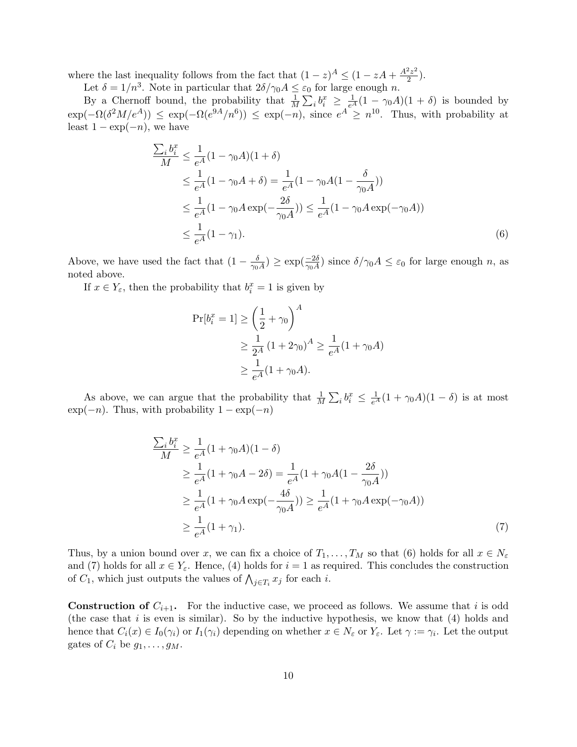where the last inequality follows from the fact that $(1-z)^A \leq (1 - zA + \frac{A^2z^2}{2})$.

Let $\delta = 1/n^3$. Note in particular that $2\delta/\gamma_0 A \leq \varepsilon_0$ for large enough $n$.

By a Chernoff bound, the probability that $\frac{1}{M}\sum_i b_i^x \geq \frac{1}{e^A}(1-\gamma_0 A)(1+\delta)$ is bounded by $\exp(-\Omega(\delta^2 M/e^A)) \leq \exp(-\Omega(e^{9A}/n^6)) \leq \exp(-n)$, since $e^A \geq n^{10}$. Thus, with probability at least $1 - \exp(-n)$, we have

$$
\begin{aligned}
\frac{\sum_i b_i^x}{M} &\leq \frac{1}{e^A}(1-\gamma_0 A)(1+\delta) \\
&\leq \frac{1}{e^A}(1-\gamma_0 A + \delta) = \frac{1}{e^A}(1-\gamma_0 A(1-\frac{\delta}{\gamma_0 A})) \\
&\leq \frac{1}{e^A}(1-\gamma_0 A \exp(-\frac{2\delta}{\gamma_0 A})) \leq \frac{1}{e^A}(1-\gamma_0 A\exp(-\gamma_0 A)) \\
&\leq \frac{1}{e^A}(1-\gamma_1).
\end{aligned} \tag{6}
$$

Above, we have used the fact that $(1-\frac{\delta}{\gamma_0 A}) \geq \exp(\frac{-2\delta}{\gamma_0 A})$ since $\delta/\gamma_0 A \leq \varepsilon_0$ for large enough $n$, as noted above.

If $x \in Y_\varepsilon$, then the probability that $b_i^x = 1$ is given by

$$
\begin{aligned}
\Pr[b_i^x = 1] &\geq \left(\frac{1}{2}+\gamma_0\right)^A \\
&\geq \frac{1}{2^A}\left(1+2\gamma_0\right)^A \geq \frac{1}{e^A}(1+\gamma_0 A) \\
&\geq \frac{1}{e^A}(1+\gamma_0 A).
\end{aligned}
$$

As above, we can argue that the probability that $\frac{1}{M}\sum_i b_i^x \leq \frac{1}{e^A}(1+\gamma_0 A)(1-\delta)$ is at most $\exp(-n)$. Thus, with probability $1-\exp(-n)$

$$
\begin{aligned}
\frac{\sum_i b_i^x}{M} &\geq \frac{1}{e^A}(1+\gamma_0 A)(1-\delta) \\
&\geq \frac{1}{e^A}(1+\gamma_0 A - 2\delta) = \frac{1}{e^A}(1+\gamma_0 A(1-\frac{2\delta}{\gamma_0 A})) \\
&\geq \frac{1}{e^A}(1+\gamma_0 A\exp(-\frac{4\delta}{\gamma_0 A})) \geq \frac{1}{e^A}(1+\gamma_0 A\exp(-\gamma_0 A)) \\
&\geq \frac{1}{e^A}(1+\gamma_1).
\end{aligned} \tag{7}
$$

Thus, by a union bound over $x$, we can fix a choice of $T_1, \ldots, T_M$ so that (6) holds for all $x \in N_\varepsilon$ and (7) holds for all $x \in Y_\varepsilon$. Hence, (4) holds for $i = 1$ as required. This concludes the construction of $C_1$, which just outputs the values of $\bigwedge_{j \in T_i} x_j$ for each $i$.

**Construction of $C_{i+1}$.** For the inductive case, we proceed as follows. We assume that $i$ is odd (the case that $i$ is even is similar). So by the inductive hypothesis, we know that (4) holds and hence that $C_i(x) \in I_0(\gamma_i)$ or $I_1(\gamma_i)$ depending on whether $x \in N_\varepsilon$ or $Y_\varepsilon$. Let $\gamma := \gamma_i$. Let the output gates of $C_i$ be $g_1, \ldots, g_M$.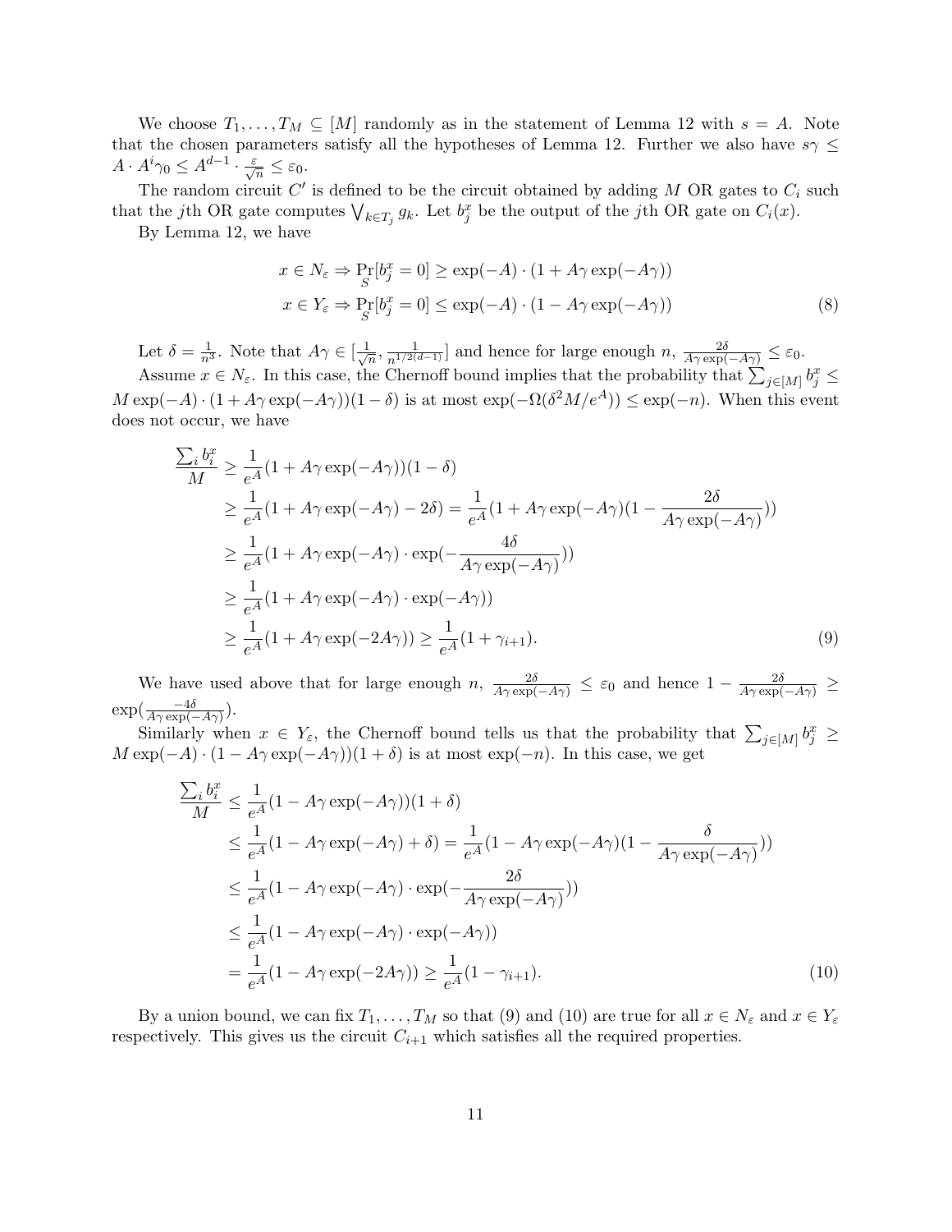We choose $T_1, \ldots, T_M \subseteq [M]$ randomly as in the statement of Lemma 12 with $s = A$. Note that the chosen parameters satisfy all the hypotheses of Lemma 12. Further we also have $s\gamma \leq A \cdot A^i \gamma_0 \leq A^{d-1} \cdot \frac{\varepsilon}{\sqrt{n}} \leq \varepsilon_0$.

The random circuit $C'$ is defined to be the circuit obtained by adding $M$ OR gates to $C_i$ such that the $j$th OR gate computes $\bigvee_{k \in T_j} g_k$. Let $b_j^x$ be the output of the $j$th OR gate on $C_i(x)$.

By Lemma 12, we have

$$
\begin{aligned}
x \in N_\varepsilon &\Rightarrow \Pr_S[b_j^x = 0] \geq \exp(-A) \cdot (1 + A\gamma \exp(-A\gamma)) \\
x \in Y_\varepsilon &\Rightarrow \Pr_S[b_j^x = 0] \leq \exp(-A) \cdot (1 - A\gamma \exp(-A\gamma))
\end{aligned} \tag{8}
$$

Let $\delta = \frac{1}{n^3}$. Note that $A\gamma \in [\frac{1}{\sqrt{n}}, \frac{1}{n^{1/2(d-1)}}]$ and hence for large enough $n$, $\frac{2\delta}{A\gamma \exp(-A\gamma)} \leq \varepsilon_0$.

Assume $x \in N_\varepsilon$. In this case, the Chernoff bound implies that the probability that $\sum_{j \in [M]} b_j^x \leq M \exp(-A) \cdot (1 + A\gamma \exp(-A\gamma))(1 - \delta)$ is at most $\exp(-\Omega(\delta^2 M / e^A)) \leq \exp(-n)$. When this event does not occur, we have

$$
\begin{aligned}
\frac{\sum_i b_i^x}{M} &\geq \frac{1}{e^A}(1 + A\gamma \exp(-A\gamma))(1 - \delta) \\
&\geq \frac{1}{e^A}(1 + A\gamma \exp(-A\gamma) - 2\delta) = \frac{1}{e^A}(1 + A\gamma \exp(-A\gamma)(1 - \frac{2\delta}{A\gamma \exp(-A\gamma)})) \\
&\geq \frac{1}{e^A}(1 + A\gamma \exp(-A\gamma) \cdot \exp(-\frac{4\delta}{A\gamma \exp(-A\gamma)})) \\
&\geq \frac{1}{e^A}(1 + A\gamma \exp(-A\gamma) \cdot \exp(-A\gamma)) \\
&\geq \frac{1}{e^A}(1 + A\gamma \exp(-2A\gamma)) \geq \frac{1}{e^A}(1 + \gamma_{i+1}).
\end{aligned} \tag{9}
$$

We have used above that for large enough $n$, $\frac{2\delta}{A\gamma \exp(-A\gamma)} \leq \varepsilon_0$ and hence $1 - \frac{2\delta}{A\gamma \exp(-A\gamma)} \geq \exp(\frac{-4\delta}{A\gamma \exp(-A\gamma)})$.

Similarly when $x \in Y_\varepsilon$, the Chernoff bound tells us that the probability that $\sum_{j \in [M]} b_j^x \geq M \exp(-A) \cdot (1 - A\gamma \exp(-A\gamma))(1 + \delta)$ is at most $\exp(-n)$. In this case, we get

$$
\begin{aligned}
\frac{\sum_i b_i^x}{M} &\leq \frac{1}{e^A}(1 - A\gamma \exp(-A\gamma))(1 + \delta) \\
&\leq \frac{1}{e^A}(1 - A\gamma \exp(-A\gamma) + \delta) = \frac{1}{e^A}(1 - A\gamma \exp(-A\gamma)(1 - \frac{\delta}{A\gamma \exp(-A\gamma)})) \\
&\leq \frac{1}{e^A}(1 - A\gamma \exp(-A\gamma) \cdot \exp(-\frac{2\delta}{A\gamma \exp(-A\gamma)})) \\
&\leq \frac{1}{e^A}(1 - A\gamma \exp(-A\gamma) \cdot \exp(-A\gamma)) \\
&= \frac{1}{e^A}(1 - A\gamma \exp(-2A\gamma)) \geq \frac{1}{e^A}(1 - \gamma_{i+1}).
\end{aligned} \tag{10}
$$

By a union bound, we can fix $T_1, \ldots, T_M$ so that (9) and (10) are true for all $x \in N_\varepsilon$ and $x \in Y_\varepsilon$ respectively. This gives us the circuit $C_{i+1}$ which satisfies all the required properties.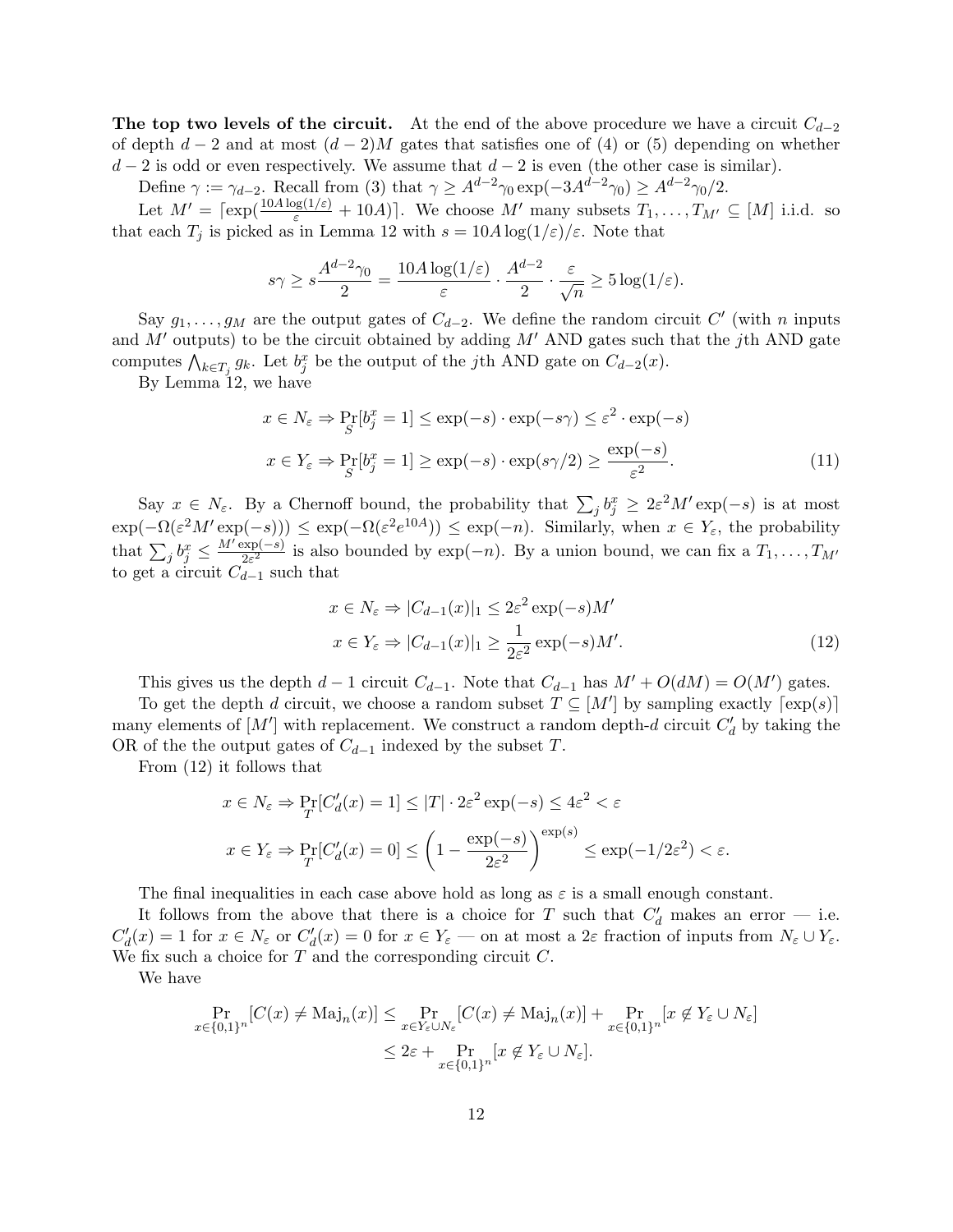**The top two levels of the circuit.** At the end of the above procedure we have a circuit $C_{d-2}$ of depth $d-2$ and at most $(d-2)M$ gates that satisfies one of (4) or (5) depending on whether $d-2$ is odd or even respectively. We assume that $d-2$ is even (the other case is similar).

Define $\gamma := \gamma_{d-2}$. Recall from (3) that $\gamma \geq A^{d-2}\gamma_0 \exp(-3A^{d-2}\gamma_0) \geq A^{d-2}\gamma_0/2$.

Let $M' = \lceil \exp(\frac{10A\log(1/\varepsilon)}{\varepsilon} + 10A) \rceil$. We choose $M'$ many subsets $T_1, \ldots, T_{M'} \subseteq [M]$ i.i.d. so that each $T_j$ is picked as in Lemma 12 with $s = 10A\log(1/\varepsilon)/\varepsilon$. Note that

$$s\gamma \geq s\frac{A^{d-2}\gamma_0}{2} = \frac{10A\log(1/\varepsilon)}{\varepsilon} \cdot \frac{A^{d-2}}{2} \cdot \frac{\varepsilon}{\sqrt{n}} \geq 5\log(1/\varepsilon).$$

Say $g_1, \ldots, g_M$ are the output gates of $C_{d-2}$. We define the random circuit $C'$ (with $n$ inputs and $M'$ outputs) to be the circuit obtained by adding $M'$ AND gates such that the $j$th AND gate computes $\bigwedge_{k \in T_j} g_k$. Let $b_j^x$ be the output of the $j$th AND gate on $C_{d-2}(x)$.

By Lemma 12, we have

$$\begin{aligned} x \in N_\varepsilon &\Rightarrow \Pr_S[b_j^x = 1] \leq \exp(-s) \cdot \exp(-s\gamma) \leq \varepsilon^2 \cdot \exp(-s) \\ x \in Y_\varepsilon &\Rightarrow \Pr_S[b_j^x = 1] \geq \exp(-s) \cdot \exp(s\gamma/2) \geq \frac{\exp(-s)}{\varepsilon^2}. \end{aligned} \tag{11}$$

Say $x \in N_\varepsilon$. By a Chernoff bound, the probability that $\sum_j b_j^x \geq 2\varepsilon^2 M' \exp(-s)$ is at most $\exp(-\Omega(\varepsilon^2 M' \exp(-s))) \leq \exp(-\Omega(\varepsilon^2 e^{10A})) \leq \exp(-n)$. Similarly, when $x \in Y_\varepsilon$, the probability that $\sum_j b_j^x \leq \frac{M'\exp(-s)}{2\varepsilon^2}$ is also bounded by $\exp(-n)$. By a union bound, we can fix a $T_1, \ldots, T_{M'}$ to get a circuit $C_{d-1}$ such that

$$\begin{aligned} x \in N_\varepsilon &\Rightarrow |C_{d-1}(x)|_1 \leq 2\varepsilon^2 \exp(-s) M' \\ x \in Y_\varepsilon &\Rightarrow |C_{d-1}(x)|_1 \geq \frac{1}{2\varepsilon^2}\exp(-s) M'. \end{aligned} \tag{12}$$

This gives us the depth $d-1$ circuit $C_{d-1}$. Note that $C_{d-1}$ has $M' + O(dM) = O(M')$ gates.

To get the depth $d$ circuit, we choose a random subset $T \subseteq [M']$ by sampling exactly $\lceil \exp(s) \rceil$ many elements of $[M']$ with replacement. We construct a random depth-$d$ circuit $C'_d$ by taking the OR of the the output gates of $C_{d-1}$ indexed by the subset $T$.

From (12) it follows that

$$\begin{aligned} x \in N_\varepsilon &\Rightarrow \Pr_T[C'_d(x) = 1] \leq |T| \cdot 2\varepsilon^2 \exp(-s) \leq 4\varepsilon^2 < \varepsilon \\ x \in Y_\varepsilon &\Rightarrow \Pr_T[C'_d(x) = 0] \leq \left(1 - \frac{\exp(-s)}{2\varepsilon^2}\right)^{\exp(s)} \leq \exp(-1/2\varepsilon^2) < \varepsilon. \end{aligned}$$

The final inequalities in each case above hold as long as $\varepsilon$ is a small enough constant.

It follows from the above that there is a choice for $T$ such that $C'_d$ makes an error — i.e. $C'_d(x) = 1$ for $x \in N_\varepsilon$ or $C'_d(x) = 0$ for $x \in Y_\varepsilon$ — on at most a $2\varepsilon$ fraction of inputs from $N_\varepsilon \cup Y_\varepsilon$. We fix such a choice for $T$ and the corresponding circuit $C$.

We have

$$\begin{aligned} \Pr_{x \in \{0,1\}^n}[C(x) \neq \mathrm{Maj}_n(x)] &\leq \Pr_{x \in Y_\varepsilon \cup N_\varepsilon}[C(x) \neq \mathrm{Maj}_n(x)] + \Pr_{x \in \{0,1\}^n}[x \notin Y_\varepsilon \cup N_\varepsilon] \\ &\leq 2\varepsilon + \Pr_{x \in \{0,1\}^n}[x \notin Y_\varepsilon \cup N_\varepsilon]. \end{aligned}$$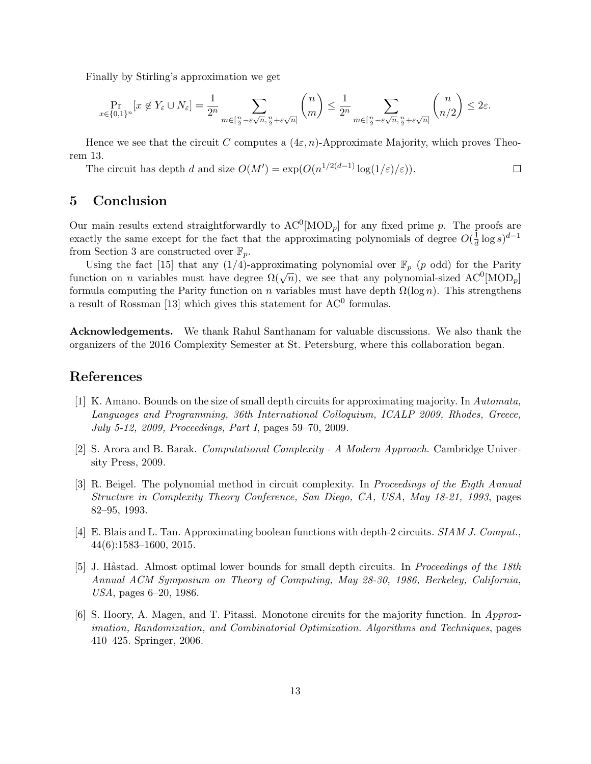Finally by Stirling's approximation we get

$$\Pr_{x\in\{0,1\}^n}[x \notin Y_\varepsilon \cup N_\varepsilon] = \frac{1}{2^n} \sum_{m\in[\frac{n}{2}-\varepsilon\sqrt{n},\frac{n}{2}+\varepsilon\sqrt{n}]} \binom{n}{m} \leq \frac{1}{2^n} \sum_{m\in[\frac{n}{2}-\varepsilon\sqrt{n},\frac{n}{2}+\varepsilon\sqrt{n}]} \binom{n}{n/2} \leq 2\varepsilon.$$

Hence we see that the circuit $C$ computes a $(4\varepsilon, n)$-Approximate Majority, which proves Theorem 13.

The circuit has depth $d$ and size $O(M') = \exp(O(n^{1/2(d-1)} \log(1/\varepsilon)/\varepsilon))$. □

## 5 Conclusion

Our main results extend straightforwardly to $\mathrm{AC}^0[\mathrm{MOD}_p]$ for any fixed prime $p$. The proofs are exactly the same except for the fact that the approximating polynomials of degree $O(\frac{1}{d}\log s)^{d-1}$ from Section 3 are constructed over $\mathbb{F}_p$.

Using the fact [15] that any $(1/4)$-approximating polynomial over $\mathbb{F}_p$ ($p$ odd) for the Parity function on $n$ variables must have degree $\Omega(\sqrt{n})$, we see that any polynomial-sized $\mathrm{AC}^0[\mathrm{MOD}_p]$ formula computing the Parity function on $n$ variables must have depth $\Omega(\log n)$. This strengthens a result of Rossman [13] which gives this statement for $\mathrm{AC}^0$ formulas.

**Acknowledgements.** We thank Rahul Santhanam for valuable discussions. We also thank the organizers of the 2016 Complexity Semester at St. Petersburg, where this collaboration began.

## References

[1] K. Amano. Bounds on the size of small depth circuits for approximating majority. In *Automata, Languages and Programming, 36th International Colloquium, ICALP 2009, Rhodes, Greece, July 5-12, 2009, Proceedings, Part I*, pages 59–70, 2009.

[2] S. Arora and B. Barak. *Computational Complexity - A Modern Approach*. Cambridge University Press, 2009.

[3] R. Beigel. The polynomial method in circuit complexity. In *Proceedings of the Eigth Annual Structure in Complexity Theory Conference, San Diego, CA, USA, May 18-21, 1993*, pages 82–95, 1993.

[4] E. Blais and L. Tan. Approximating boolean functions with depth-2 circuits. *SIAM J. Comput.*, 44(6):1583–1600, 2015.

[5] J. Håstad. Almost optimal lower bounds for small depth circuits. In *Proceedings of the 18th Annual ACM Symposium on Theory of Computing, May 28-30, 1986, Berkeley, California, USA*, pages 6–20, 1986.

[6] S. Hoory, A. Magen, and T. Pitassi. Monotone circuits for the majority function. In *Approximation, Randomization, and Combinatorial Optimization. Algorithms and Techniques*, pages 410–425. Springer, 2006.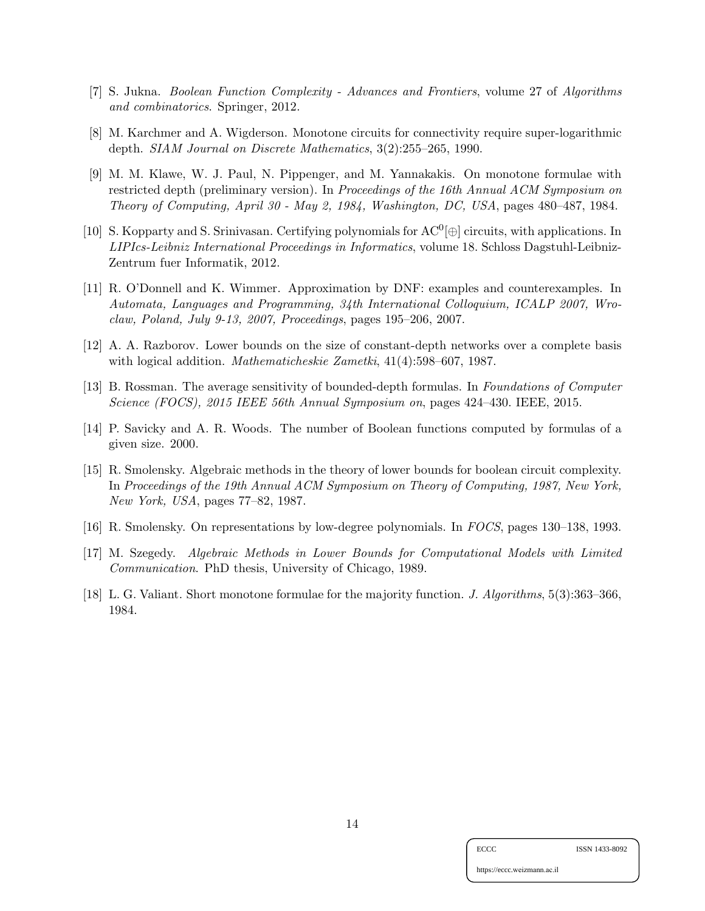[7] S. Jukna. *Boolean Function Complexity - Advances and Frontiers*, volume 27 of *Algorithms and combinatorics*. Springer, 2012.

[8] M. Karchmer and A. Wigderson. Monotone circuits for connectivity require super-logarithmic depth. *SIAM Journal on Discrete Mathematics*, 3(2):255–265, 1990.

[9] M. M. Klawe, W. J. Paul, N. Pippenger, and M. Yannakakis. On monotone formulae with restricted depth (preliminary version). In *Proceedings of the 16th Annual ACM Symposium on Theory of Computing, April 30 - May 2, 1984, Washington, DC, USA*, pages 480–487, 1984.

[10] S. Kopparty and S. Srinivasan. Certifying polynomials for $\mathrm{AC}^0[\oplus]$ circuits, with applications. In *LIPIcs-Leibniz International Proceedings in Informatics*, volume 18. Schloss Dagstuhl-Leibniz-Zentrum fuer Informatik, 2012.

[11] R. O'Donnell and K. Wimmer. Approximation by DNF: examples and counterexamples. In *Automata, Languages and Programming, 34th International Colloquium, ICALP 2007, Wroclaw, Poland, July 9-13, 2007, Proceedings*, pages 195–206, 2007.

[12] A. A. Razborov. Lower bounds on the size of constant-depth networks over a complete basis with logical addition. *Mathematicheskie Zametki*, 41(4):598–607, 1987.

[13] B. Rossman. The average sensitivity of bounded-depth formulas. In *Foundations of Computer Science (FOCS), 2015 IEEE 56th Annual Symposium on*, pages 424–430. IEEE, 2015.

[14] P. Savicky and A. R. Woods. The number of Boolean functions computed by formulas of a given size. 2000.

[15] R. Smolensky. Algebraic methods in the theory of lower bounds for boolean circuit complexity. In *Proceedings of the 19th Annual ACM Symposium on Theory of Computing, 1987, New York, New York, USA*, pages 77–82, 1987.

[16] R. Smolensky. On representations by low-degree polynomials. In *FOCS*, pages 130–138, 1993.

[17] M. Szegedy. *Algebraic Methods in Lower Bounds for Computational Models with Limited Communication*. PhD thesis, University of Chicago, 1989.

[18] L. G. Valiant. Short monotone formulae for the majority function. *J. Algorithms*, 5(3):363–366, 1984.

ECCC ISSN 1433-8092

https://eccc.weizmann.ac.il